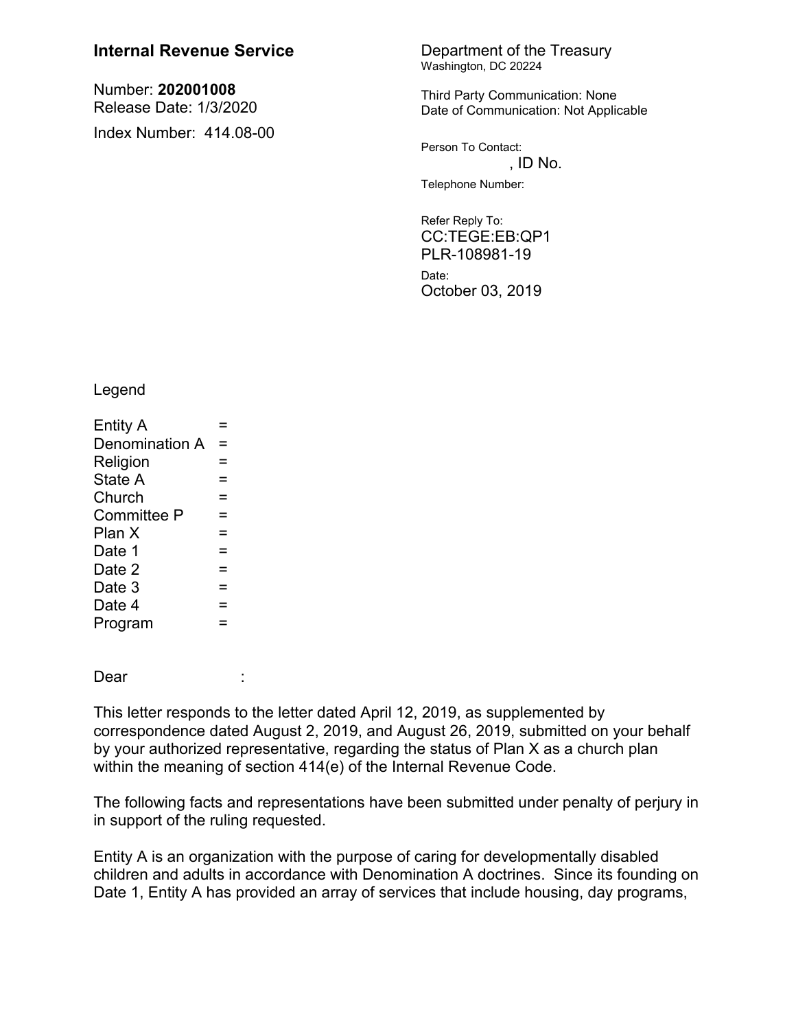**Internal Revenue Service**

Number: **202001008**
Release Date: 1/3/2020

Index Number: 414.08-00

Department of the Treasury
Washington, DC 20224

Third Party Communication: None
Date of Communication: Not Applicable

Person To Contact:
, ID No.

Telephone Number:

Refer Reply To:
CC:TEGE:EB:QP1
PLR-108981-19

Date:
October 03, 2019

Legend

Entity A =
Denomination A =
Religion =
State A =
Church =
Committee P =
Plan X =
Date 1 =
Date 2 =
Date 3 =
Date 4 =
Program =

Dear :

This letter responds to the letter dated April 12, 2019, as supplemented by correspondence dated August 2, 2019, and August 26, 2019, submitted on your behalf by your authorized representative, regarding the status of Plan X as a church plan within the meaning of section 414(e) of the Internal Revenue Code.

The following facts and representations have been submitted under penalty of perjury in in support of the ruling requested.

Entity A is an organization with the purpose of caring for developmentally disabled children and adults in accordance with Denomination A doctrines. Since its founding on Date 1, Entity A has provided an array of services that include housing, day programs,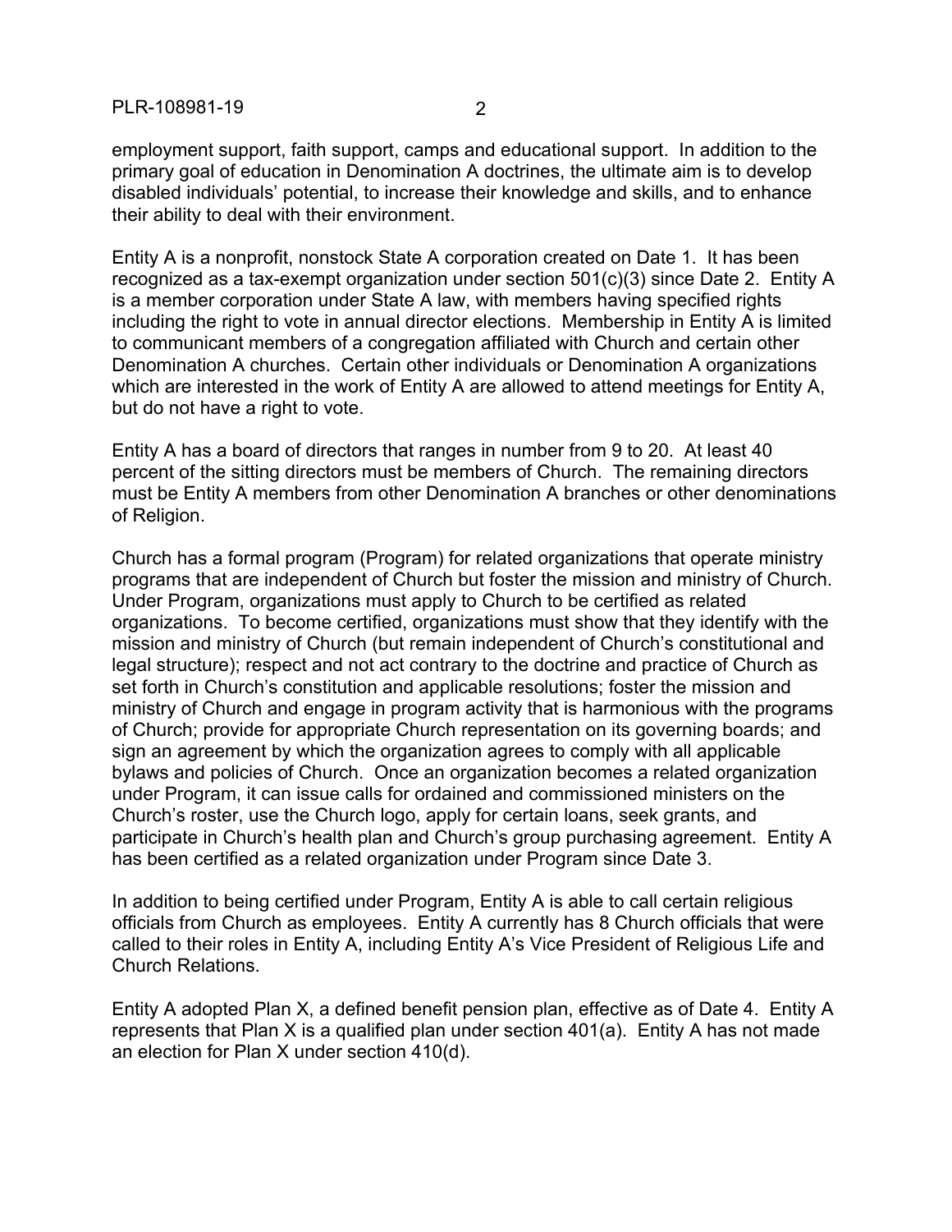employment support, faith support, camps and educational support. In addition to the primary goal of education in Denomination A doctrines, the ultimate aim is to develop disabled individuals' potential, to increase their knowledge and skills, and to enhance their ability to deal with their environment.

Entity A is a nonprofit, nonstock State A corporation created on Date 1. It has been recognized as a tax-exempt organization under section 501(c)(3) since Date 2. Entity A is a member corporation under State A law, with members having specified rights including the right to vote in annual director elections. Membership in Entity A is limited to communicant members of a congregation affiliated with Church and certain other Denomination A churches. Certain other individuals or Denomination A organizations which are interested in the work of Entity A are allowed to attend meetings for Entity A, but do not have a right to vote.

Entity A has a board of directors that ranges in number from 9 to 20. At least 40 percent of the sitting directors must be members of Church. The remaining directors must be Entity A members from other Denomination A branches or other denominations of Religion.

Church has a formal program (Program) for related organizations that operate ministry programs that are independent of Church but foster the mission and ministry of Church. Under Program, organizations must apply to Church to be certified as related organizations. To become certified, organizations must show that they identify with the mission and ministry of Church (but remain independent of Church's constitutional and legal structure); respect and not act contrary to the doctrine and practice of Church as set forth in Church's constitution and applicable resolutions; foster the mission and ministry of Church and engage in program activity that is harmonious with the programs of Church; provide for appropriate Church representation on its governing boards; and sign an agreement by which the organization agrees to comply with all applicable bylaws and policies of Church. Once an organization becomes a related organization under Program, it can issue calls for ordained and commissioned ministers on the Church's roster, use the Church logo, apply for certain loans, seek grants, and participate in Church's health plan and Church's group purchasing agreement. Entity A has been certified as a related organization under Program since Date 3.

In addition to being certified under Program, Entity A is able to call certain religious officials from Church as employees. Entity A currently has 8 Church officials that were called to their roles in Entity A, including Entity A's Vice President of Religious Life and Church Relations.

Entity A adopted Plan X, a defined benefit pension plan, effective as of Date 4. Entity A represents that Plan X is a qualified plan under section 401(a). Entity A has not made an election for Plan X under section 410(d).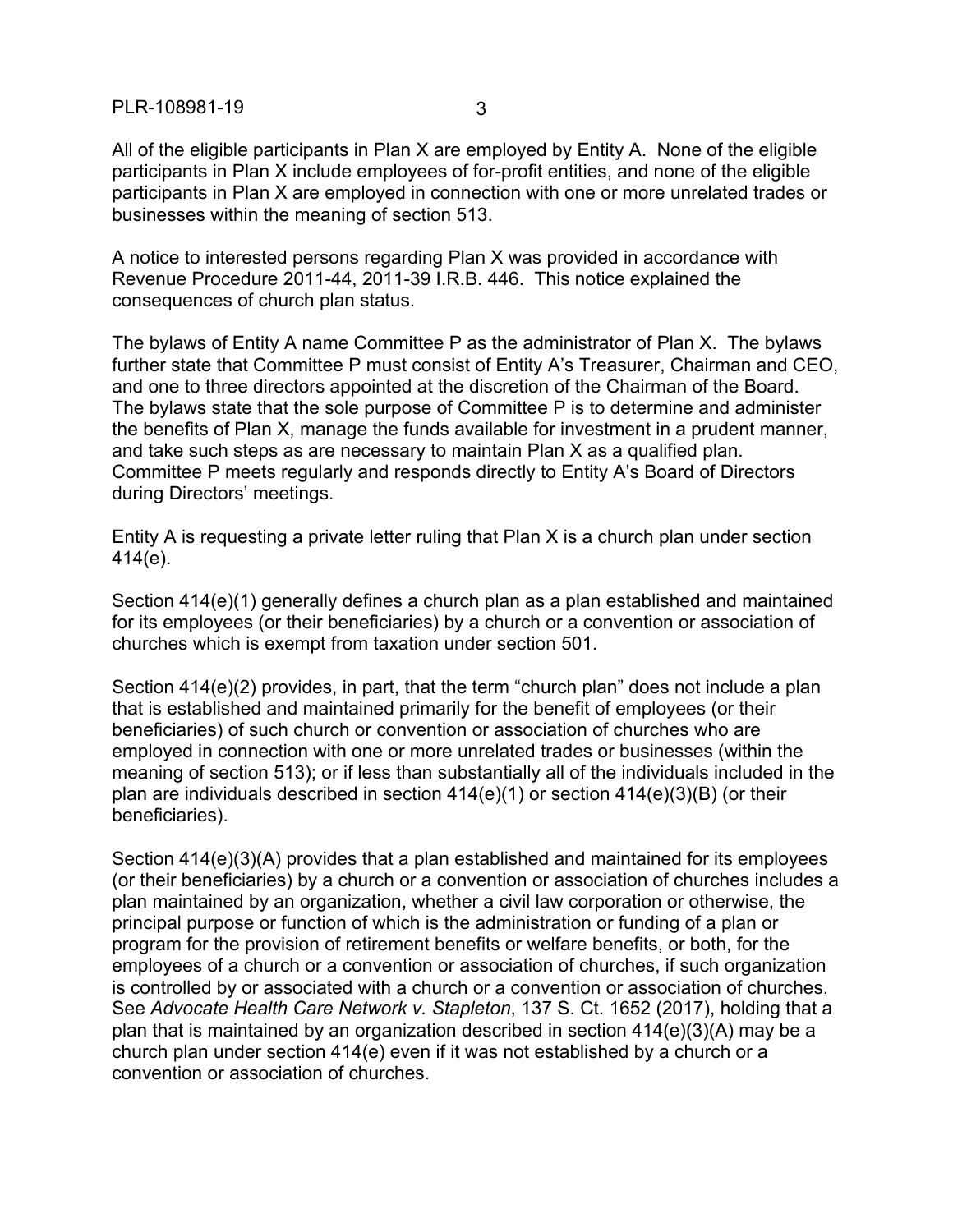All of the eligible participants in Plan X are employed by Entity A. None of the eligible participants in Plan X include employees of for-profit entities, and none of the eligible participants in Plan X are employed in connection with one or more unrelated trades or businesses within the meaning of section 513.

A notice to interested persons regarding Plan X was provided in accordance with Revenue Procedure 2011-44, 2011-39 I.R.B. 446. This notice explained the consequences of church plan status.

The bylaws of Entity A name Committee P as the administrator of Plan X. The bylaws further state that Committee P must consist of Entity A's Treasurer, Chairman and CEO, and one to three directors appointed at the discretion of the Chairman of the Board. The bylaws state that the sole purpose of Committee P is to determine and administer the benefits of Plan X, manage the funds available for investment in a prudent manner, and take such steps as are necessary to maintain Plan X as a qualified plan. Committee P meets regularly and responds directly to Entity A's Board of Directors during Directors' meetings.

Entity A is requesting a private letter ruling that Plan X is a church plan under section 414(e).

Section 414(e)(1) generally defines a church plan as a plan established and maintained for its employees (or their beneficiaries) by a church or a convention or association of churches which is exempt from taxation under section 501.

Section 414(e)(2) provides, in part, that the term "church plan" does not include a plan that is established and maintained primarily for the benefit of employees (or their beneficiaries) of such church or convention or association of churches who are employed in connection with one or more unrelated trades or businesses (within the meaning of section 513); or if less than substantially all of the individuals included in the plan are individuals described in section 414(e)(1) or section 414(e)(3)(B) (or their beneficiaries).

Section 414(e)(3)(A) provides that a plan established and maintained for its employees (or their beneficiaries) by a church or a convention or association of churches includes a plan maintained by an organization, whether a civil law corporation or otherwise, the principal purpose or function of which is the administration or funding of a plan or program for the provision of retirement benefits or welfare benefits, or both, for the employees of a church or a convention or association of churches, if such organization is controlled by or associated with a church or a convention or association of churches. See *Advocate Health Care Network v. Stapleton*, 137 S. Ct. 1652 (2017), holding that a plan that is maintained by an organization described in section 414(e)(3)(A) may be a church plan under section 414(e) even if it was not established by a church or a convention or association of churches.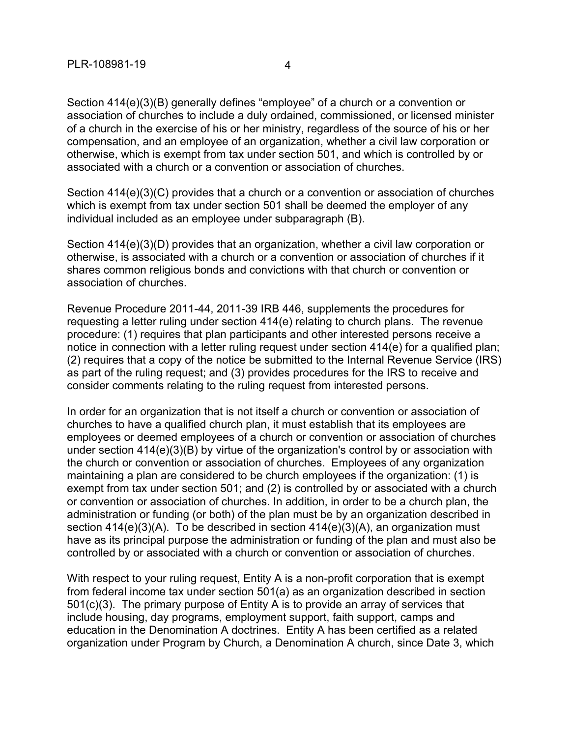Section 414(e)(3)(B) generally defines "employee" of a church or a convention or association of churches to include a duly ordained, commissioned, or licensed minister of a church in the exercise of his or her ministry, regardless of the source of his or her compensation, and an employee of an organization, whether a civil law corporation or otherwise, which is exempt from tax under section 501, and which is controlled by or associated with a church or a convention or association of churches.

Section 414(e)(3)(C) provides that a church or a convention or association of churches which is exempt from tax under section 501 shall be deemed the employer of any individual included as an employee under subparagraph (B).

Section 414(e)(3)(D) provides that an organization, whether a civil law corporation or otherwise, is associated with a church or a convention or association of churches if it shares common religious bonds and convictions with that church or convention or association of churches.

Revenue Procedure 2011-44, 2011-39 IRB 446, supplements the procedures for requesting a letter ruling under section 414(e) relating to church plans. The revenue procedure: (1) requires that plan participants and other interested persons receive a notice in connection with a letter ruling request under section 414(e) for a qualified plan; (2) requires that a copy of the notice be submitted to the Internal Revenue Service (IRS) as part of the ruling request; and (3) provides procedures for the IRS to receive and consider comments relating to the ruling request from interested persons.

In order for an organization that is not itself a church or convention or association of churches to have a qualified church plan, it must establish that its employees are employees or deemed employees of a church or convention or association of churches under section 414(e)(3)(B) by virtue of the organization's control by or association with the church or convention or association of churches. Employees of any organization maintaining a plan are considered to be church employees if the organization: (1) is exempt from tax under section 501; and (2) is controlled by or associated with a church or convention or association of churches. In addition, in order to be a church plan, the administration or funding (or both) of the plan must be by an organization described in section 414(e)(3)(A). To be described in section 414(e)(3)(A), an organization must have as its principal purpose the administration or funding of the plan and must also be controlled by or associated with a church or convention or association of churches.

With respect to your ruling request, Entity A is a non-profit corporation that is exempt from federal income tax under section 501(a) as an organization described in section 501(c)(3). The primary purpose of Entity A is to provide an array of services that include housing, day programs, employment support, faith support, camps and education in the Denomination A doctrines. Entity A has been certified as a related organization under Program by Church, a Denomination A church, since Date 3, which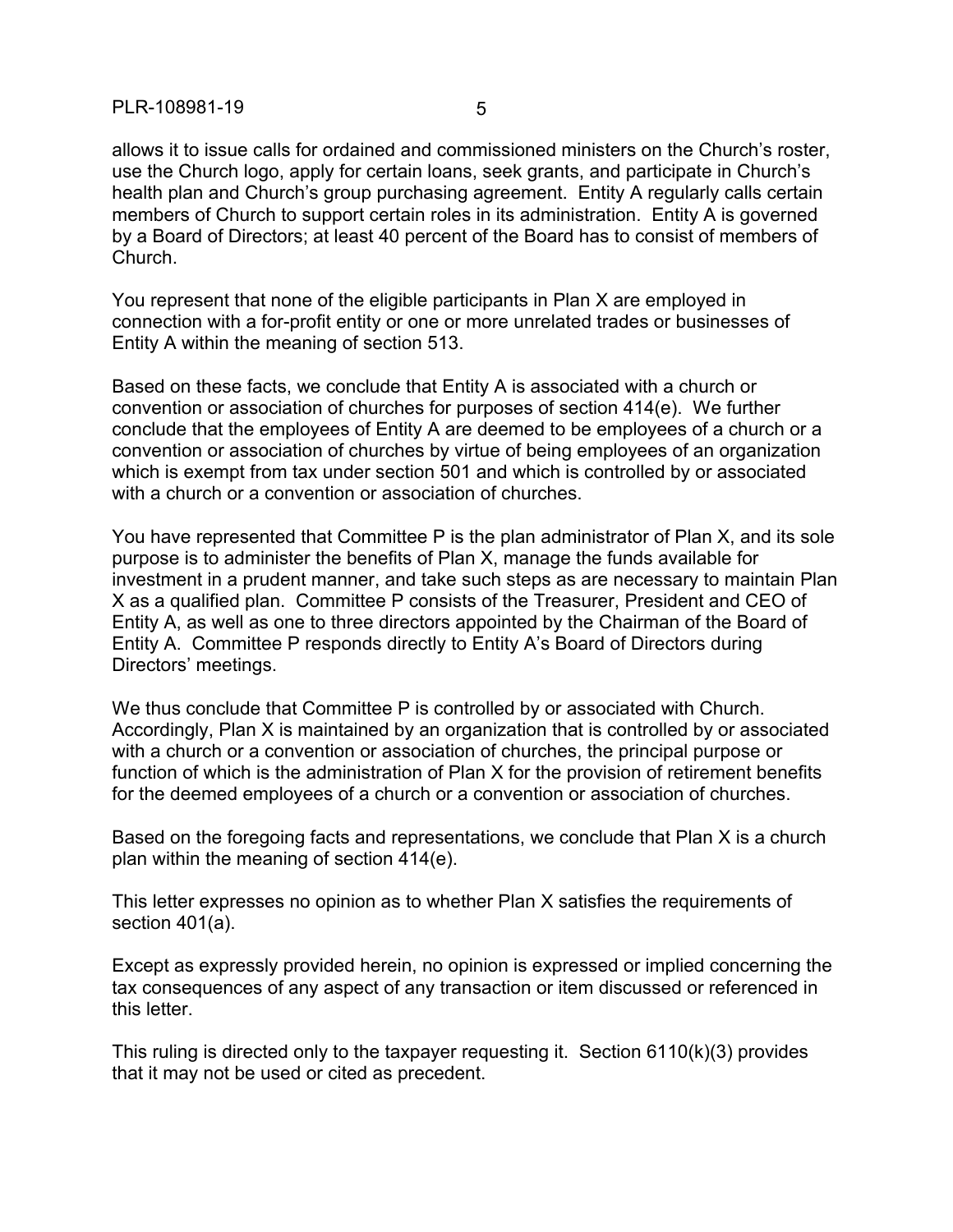allows it to issue calls for ordained and commissioned ministers on the Church's roster, use the Church logo, apply for certain loans, seek grants, and participate in Church's health plan and Church's group purchasing agreement. Entity A regularly calls certain members of Church to support certain roles in its administration. Entity A is governed by a Board of Directors; at least 40 percent of the Board has to consist of members of Church.

You represent that none of the eligible participants in Plan X are employed in connection with a for-profit entity or one or more unrelated trades or businesses of Entity A within the meaning of section 513.

Based on these facts, we conclude that Entity A is associated with a church or convention or association of churches for purposes of section 414(e). We further conclude that the employees of Entity A are deemed to be employees of a church or a convention or association of churches by virtue of being employees of an organization which is exempt from tax under section 501 and which is controlled by or associated with a church or a convention or association of churches.

You have represented that Committee P is the plan administrator of Plan X, and its sole purpose is to administer the benefits of Plan X, manage the funds available for investment in a prudent manner, and take such steps as are necessary to maintain Plan X as a qualified plan. Committee P consists of the Treasurer, President and CEO of Entity A, as well as one to three directors appointed by the Chairman of the Board of Entity A. Committee P responds directly to Entity A's Board of Directors during Directors' meetings.

We thus conclude that Committee P is controlled by or associated with Church. Accordingly, Plan X is maintained by an organization that is controlled by or associated with a church or a convention or association of churches, the principal purpose or function of which is the administration of Plan X for the provision of retirement benefits for the deemed employees of a church or a convention or association of churches.

Based on the foregoing facts and representations, we conclude that Plan X is a church plan within the meaning of section 414(e).

This letter expresses no opinion as to whether Plan X satisfies the requirements of section 401(a).

Except as expressly provided herein, no opinion is expressed or implied concerning the tax consequences of any aspect of any transaction or item discussed or referenced in this letter.

This ruling is directed only to the taxpayer requesting it. Section 6110(k)(3) provides that it may not be used or cited as precedent.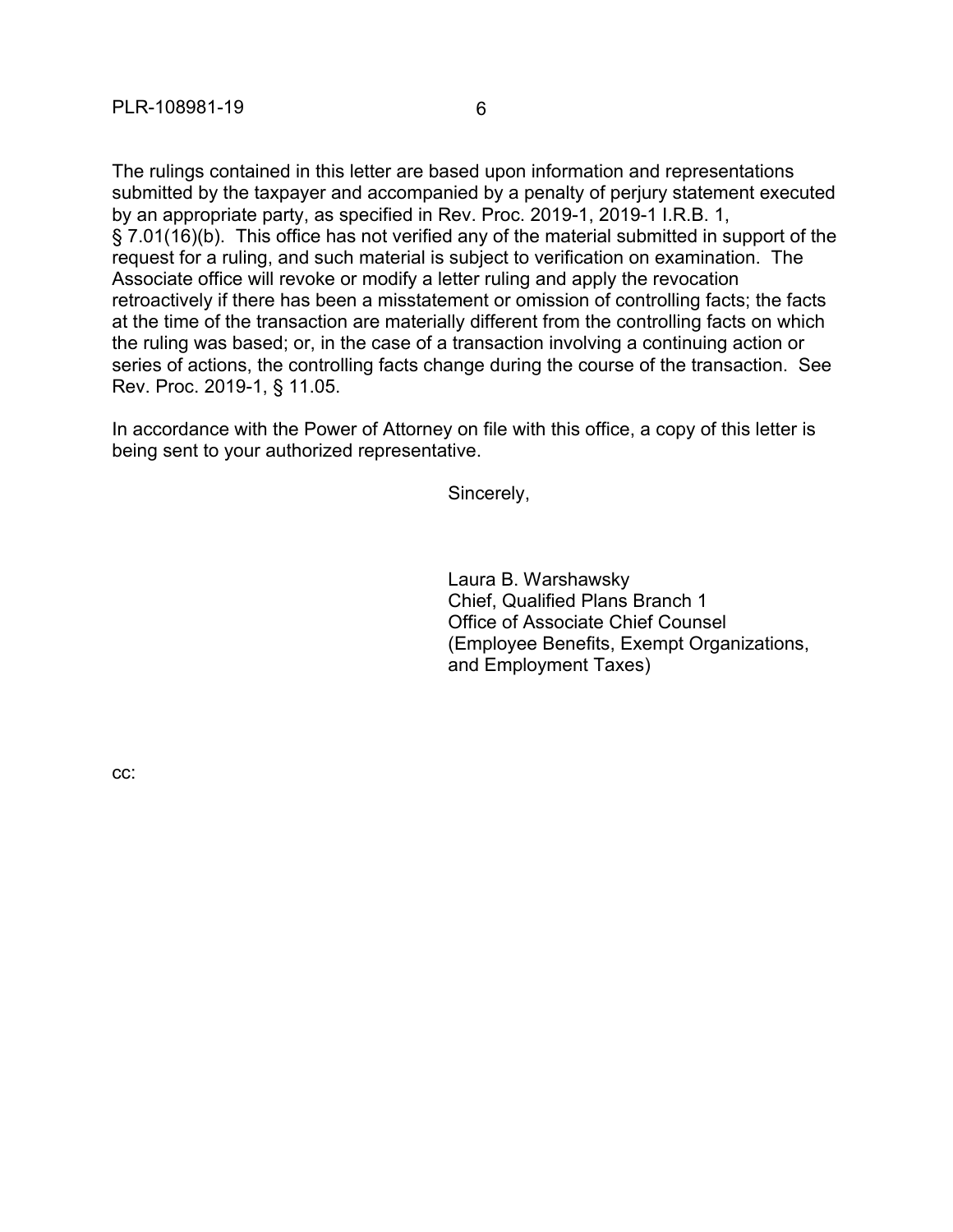The rulings contained in this letter are based upon information and representations submitted by the taxpayer and accompanied by a penalty of perjury statement executed by an appropriate party, as specified in Rev. Proc. 2019-1, 2019-1 I.R.B. 1, § 7.01(16)(b). This office has not verified any of the material submitted in support of the request for a ruling, and such material is subject to verification on examination. The Associate office will revoke or modify a letter ruling and apply the revocation retroactively if there has been a misstatement or omission of controlling facts; the facts at the time of the transaction are materially different from the controlling facts on which the ruling was based; or, in the case of a transaction involving a continuing action or series of actions, the controlling facts change during the course of the transaction. See Rev. Proc. 2019-1, § 11.05.

In accordance with the Power of Attorney on file with this office, a copy of this letter is being sent to your authorized representative.

Sincerely,

Laura B. Warshawsky
Chief, Qualified Plans Branch 1
Office of Associate Chief Counsel
(Employee Benefits, Exempt Organizations, and Employment Taxes)

cc: